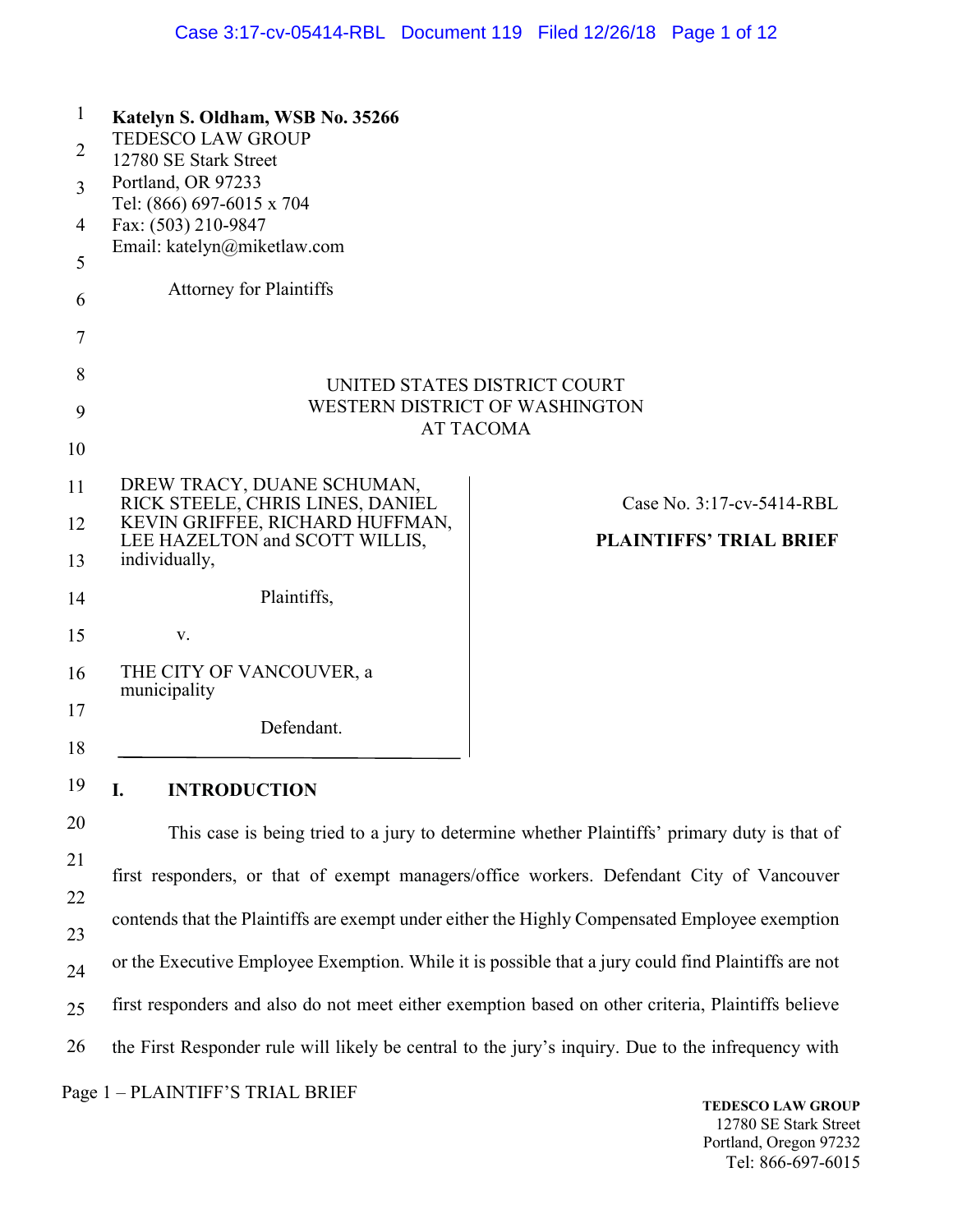**Katelyn S. Oldham, WSB No. 35266**
TEDESCO LAW GROUP
12780 SE Stark Street
Portland, OR 97233
Tel: (866) 697-6015 x 704
Fax: (503) 210-9847
Email: katelyn@miketlaw.com

Attorney for Plaintiffs

UNITED STATES DISTRICT COURT
WESTERN DISTRICT OF WASHINGTON
AT TACOMA

DREW TRACY, DUANE SCHUMAN, RICK STEELE, CHRIS LINES, DANIEL KEVIN GRIFFEE, RICHARD HUFFMAN, LEE HAZELTON and SCOTT WILLIS, individually,

Plaintiffs,

v.

THE CITY OF VANCOUVER, a municipality

Defendant.

Case No. 3:17-cv-5414-RBL

**PLAINTIFFS' TRIAL BRIEF**

## I. INTRODUCTION

This case is being tried to a jury to determine whether Plaintiffs' primary duty is that of first responders, or that of exempt managers/office workers. Defendant City of Vancouver contends that the Plaintiffs are exempt under either the Highly Compensated Employee exemption or the Executive Employee Exemption. While it is possible that a jury could find Plaintiffs are not first responders and also do not meet either exemption based on other criteria, Plaintiffs believe the First Responder rule will likely be central to the jury's inquiry. Due to the infrequency with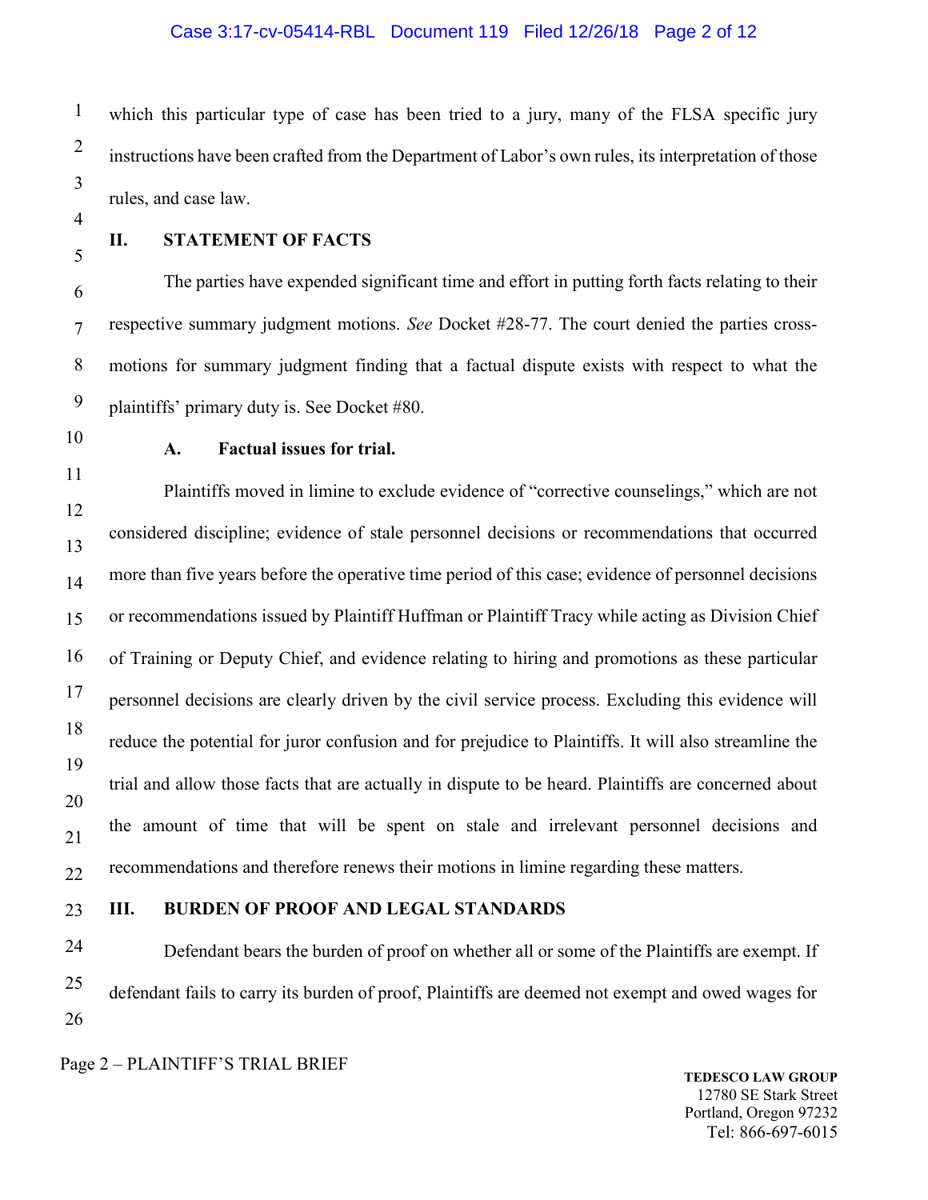which this particular type of case has been tried to a jury, many of the FLSA specific jury instructions have been crafted from the Department of Labor's own rules, its interpretation of those rules, and case law.

## II. STATEMENT OF FACTS

The parties have expended significant time and effort in putting forth facts relating to their respective summary judgment motions. *See* Docket #28-77. The court denied the parties cross-motions for summary judgment finding that a factual dispute exists with respect to what the plaintiffs' primary duty is. See Docket #80.

### A. Factual issues for trial.

Plaintiffs moved in limine to exclude evidence of "corrective counselings," which are not considered discipline; evidence of stale personnel decisions or recommendations that occurred more than five years before the operative time period of this case; evidence of personnel decisions or recommendations issued by Plaintiff Huffman or Plaintiff Tracy while acting as Division Chief of Training or Deputy Chief, and evidence relating to hiring and promotions as these particular personnel decisions are clearly driven by the civil service process. Excluding this evidence will reduce the potential for juror confusion and for prejudice to Plaintiffs. It will also streamline the trial and allow those facts that are actually in dispute to be heard. Plaintiffs are concerned about the amount of time that will be spent on stale and irrelevant personnel decisions and recommendations and therefore renews their motions in limine regarding these matters.

## III. BURDEN OF PROOF AND LEGAL STANDARDS

Defendant bears the burden of proof on whether all or some of the Plaintiffs are exempt. If defendant fails to carry its burden of proof, Plaintiffs are deemed not exempt and owed wages for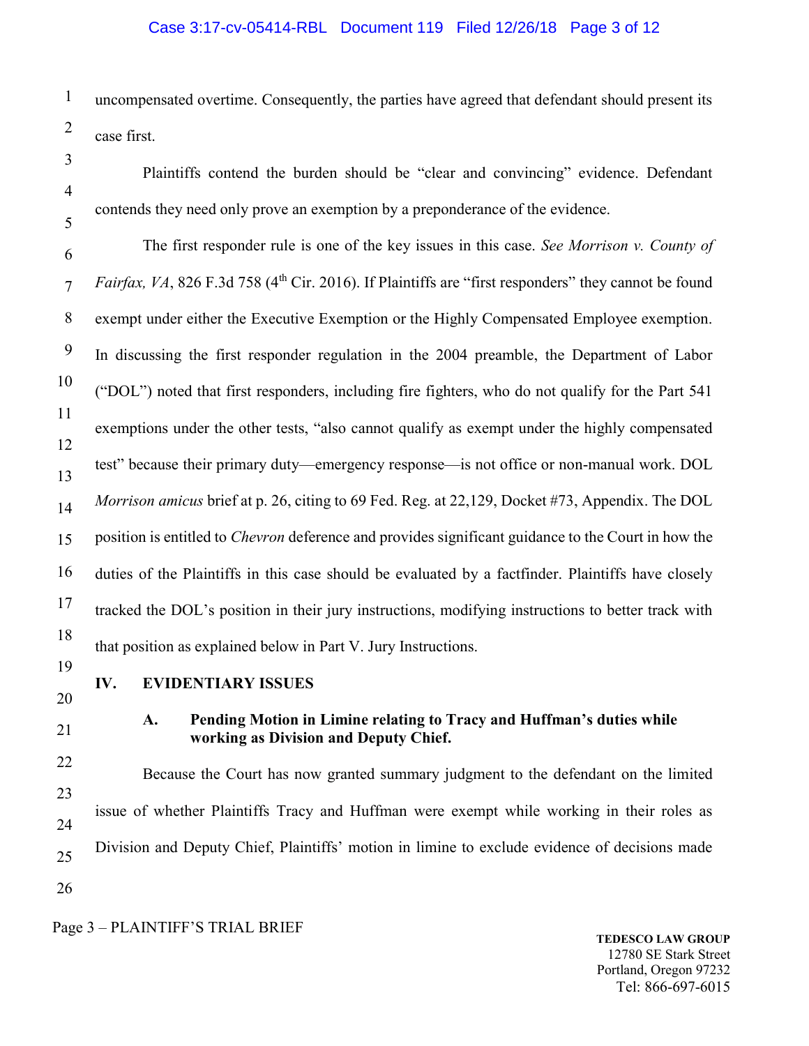uncompensated overtime. Consequently, the parties have agreed that defendant should present its case first.

Plaintiffs contend the burden should be "clear and convincing" evidence. Defendant contends they need only prove an exemption by a preponderance of the evidence.

The first responder rule is one of the key issues in this case. *See Morrison v. County of Fairfax, VA*, 826 F.3d 758 (4th Cir. 2016). If Plaintiffs are "first responders" they cannot be found exempt under either the Executive Exemption or the Highly Compensated Employee exemption. In discussing the first responder regulation in the 2004 preamble, the Department of Labor ("DOL") noted that first responders, including fire fighters, who do not qualify for the Part 541 exemptions under the other tests, "also cannot qualify as exempt under the highly compensated test" because their primary duty—emergency response—is not office or non-manual work. DOL *Morrison amicus* brief at p. 26, citing to 69 Fed. Reg. at 22,129, Docket #73, Appendix. The DOL position is entitled to *Chevron* deference and provides significant guidance to the Court in how the duties of the Plaintiffs in this case should be evaluated by a factfinder. Plaintiffs have closely tracked the DOL's position in their jury instructions, modifying instructions to better track with that position as explained below in Part V. Jury Instructions.

## IV. EVIDENTIARY ISSUES

### A. Pending Motion in Limine relating to Tracy and Huffman's duties while working as Division and Deputy Chief.

Because the Court has now granted summary judgment to the defendant on the limited issue of whether Plaintiffs Tracy and Huffman were exempt while working in their roles as Division and Deputy Chief, Plaintiffs' motion in limine to exclude evidence of decisions made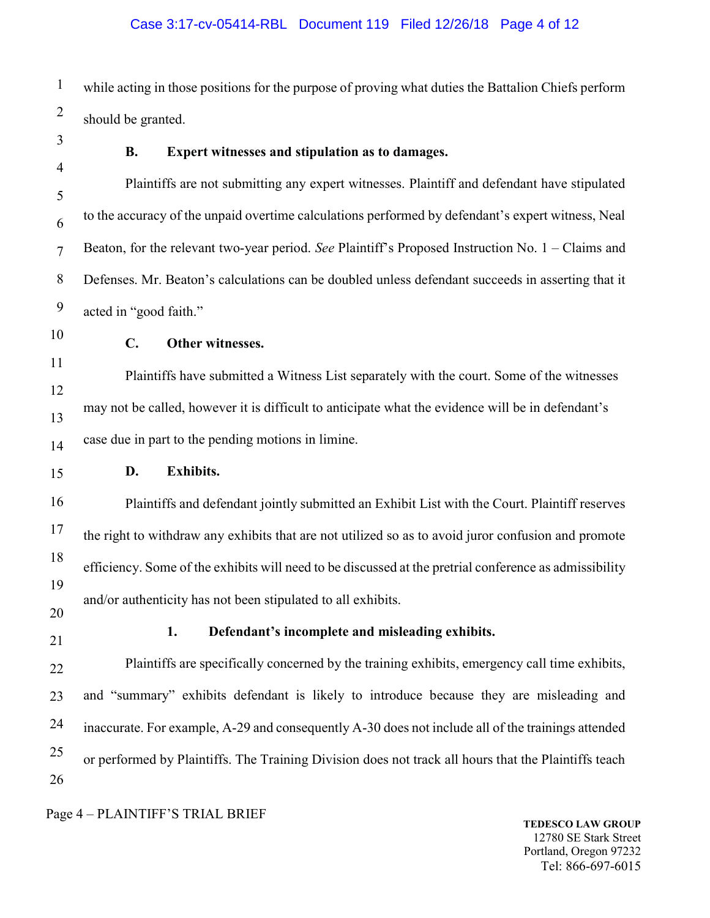while acting in those positions for the purpose of proving what duties the Battalion Chiefs perform should be granted.

### B. Expert witnesses and stipulation as to damages.

Plaintiffs are not submitting any expert witnesses. Plaintiff and defendant have stipulated to the accuracy of the unpaid overtime calculations performed by defendant's expert witness, Neal Beaton, for the relevant two-year period. *See* Plaintiff's Proposed Instruction No. 1 – Claims and Defenses. Mr. Beaton's calculations can be doubled unless defendant succeeds in asserting that it acted in "good faith."

### C. Other witnesses.

Plaintiffs have submitted a Witness List separately with the court. Some of the witnesses may not be called, however it is difficult to anticipate what the evidence will be in defendant's case due in part to the pending motions in limine.

### D. Exhibits.

Plaintiffs and defendant jointly submitted an Exhibit List with the Court. Plaintiff reserves the right to withdraw any exhibits that are not utilized so as to avoid juror confusion and promote efficiency. Some of the exhibits will need to be discussed at the pretrial conference as admissibility and/or authenticity has not been stipulated to all exhibits.

#### 1. Defendant's incomplete and misleading exhibits.

Plaintiffs are specifically concerned by the training exhibits, emergency call time exhibits, and "summary" exhibits defendant is likely to introduce because they are misleading and inaccurate. For example, A-29 and consequently A-30 does not include all of the trainings attended or performed by Plaintiffs. The Training Division does not track all hours that the Plaintiffs teach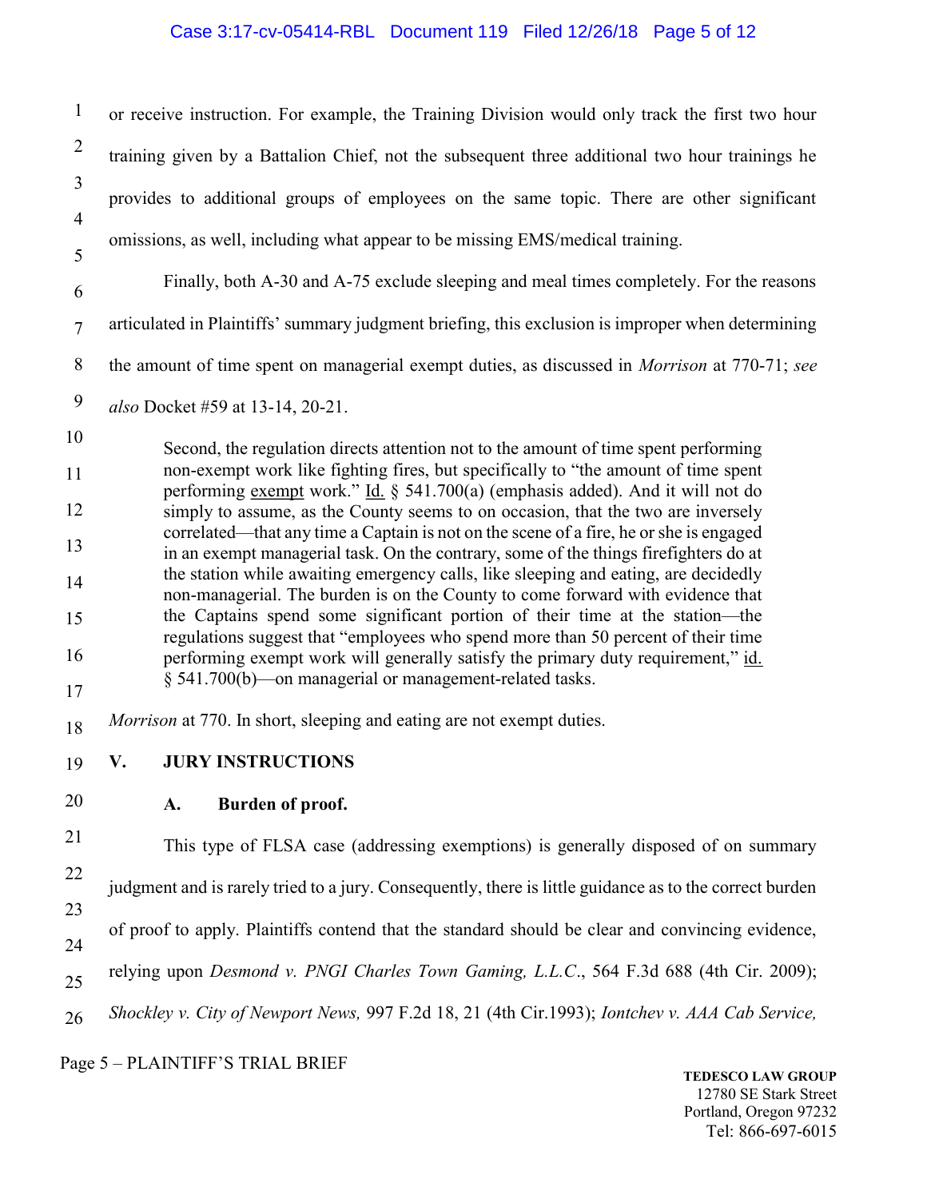or receive instruction. For example, the Training Division would only track the first two hour training given by a Battalion Chief, not the subsequent three additional two hour trainings he provides to additional groups of employees on the same topic. There are other significant omissions, as well, including what appear to be missing EMS/medical training.

Finally, both A-30 and A-75 exclude sleeping and meal times completely. For the reasons articulated in Plaintiffs' summary judgment briefing, this exclusion is improper when determining the amount of time spent on managerial exempt duties, as discussed in *Morrison* at 770-71; *see also* Docket #59 at 13-14, 20-21.

> Second, the regulation directs attention not to the amount of time spent performing non-exempt work like fighting fires, but specifically to "the amount of time spent performing <u>exempt</u> work." <u>Id.</u> § 541.700(a) (emphasis added). And it will not do simply to assume, as the County seems to on occasion, that the two are inversely correlated—that any time a Captain is not on the scene of a fire, he or she is engaged in an exempt managerial task. On the contrary, some of the things firefighters do at the station while awaiting emergency calls, like sleeping and eating, are decidedly non-managerial. The burden is on the County to come forward with evidence that the Captains spend some significant portion of their time at the station—the regulations suggest that "employees who spend more than 50 percent of their time performing exempt work will generally satisfy the primary duty requirement," <u>id.</u> § 541.700(b)—on managerial or management-related tasks.

*Morrison* at 770. In short, sleeping and eating are not exempt duties.

## V. JURY INSTRUCTIONS

### A. Burden of proof.

This type of FLSA case (addressing exemptions) is generally disposed of on summary judgment and is rarely tried to a jury. Consequently, there is little guidance as to the correct burden of proof to apply. Plaintiffs contend that the standard should be clear and convincing evidence, relying upon *Desmond v. PNGI Charles Town Gaming, L.L.C*., 564 F.3d 688 (4th Cir. 2009); *Shockley v. City of Newport News,* 997 F.2d 18, 21 (4th Cir.1993); *Iontchev v. AAA Cab Service,*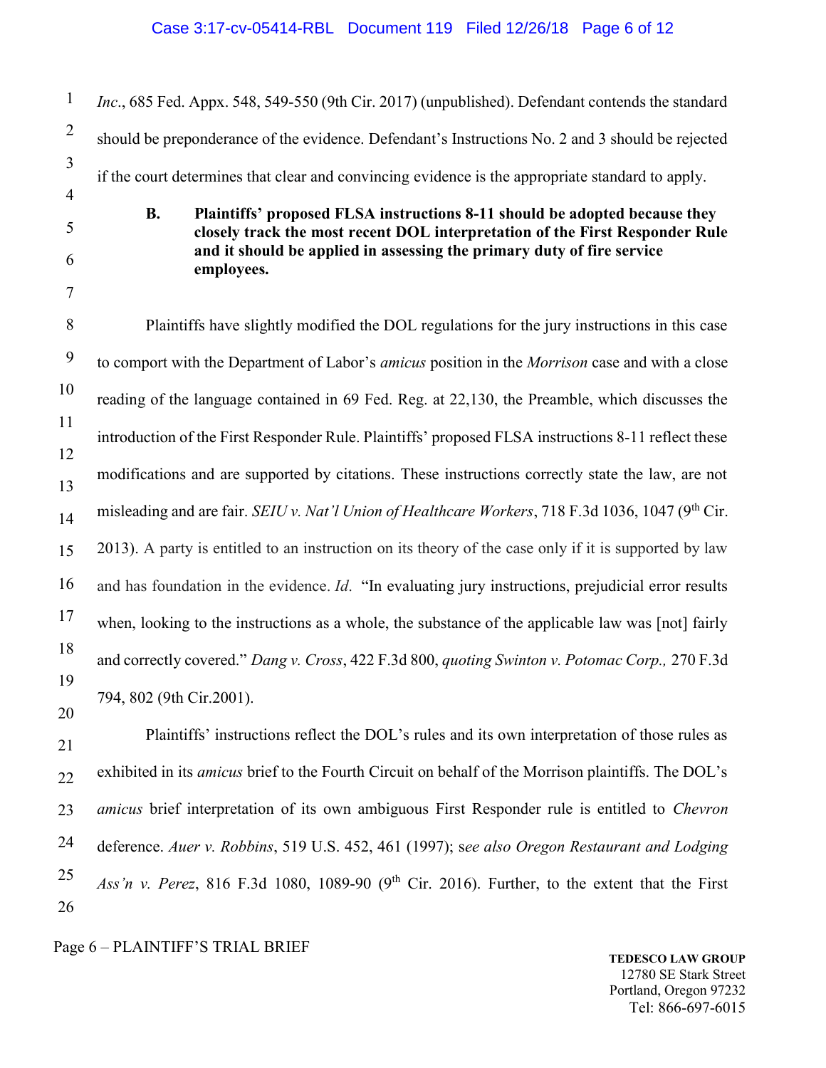*Inc*., 685 Fed. Appx. 548, 549-550 (9th Cir. 2017) (unpublished). Defendant contends the standard should be preponderance of the evidence. Defendant's Instructions No. 2 and 3 should be rejected if the court determines that clear and convincing evidence is the appropriate standard to apply.

**B. Plaintiffs' proposed FLSA instructions 8-11 should be adopted because they closely track the most recent DOL interpretation of the First Responder Rule and it should be applied in assessing the primary duty of fire service employees.**

Plaintiffs have slightly modified the DOL regulations for the jury instructions in this case to comport with the Department of Labor's *amicus* position in the *Morrison* case and with a close reading of the language contained in 69 Fed. Reg. at 22,130, the Preamble, which discusses the introduction of the First Responder Rule. Plaintiffs' proposed FLSA instructions 8-11 reflect these modifications and are supported by citations. These instructions correctly state the law, are not misleading and are fair. *SEIU v. Nat'l Union of Healthcare Workers*, 718 F.3d 1036, 1047 (9th Cir. 2013). A party is entitled to an instruction on its theory of the case only if it is supported by law and has foundation in the evidence. *Id*. "In evaluating jury instructions, prejudicial error results when, looking to the instructions as a whole, the substance of the applicable law was [not] fairly and correctly covered." *Dang v. Cross*, 422 F.3d 800, *quoting Swinton v. Potomac Corp.,* 270 F.3d 794, 802 (9th Cir.2001).

Plaintiffs' instructions reflect the DOL's rules and its own interpretation of those rules as exhibited in its *amicus* brief to the Fourth Circuit on behalf of the Morrison plaintiffs. The DOL's *amicus* brief interpretation of its own ambiguous First Responder rule is entitled to *Chevron* deference. *Auer v. Robbins*, 519 U.S. 452, 461 (1997); s*ee also Oregon Restaurant and Lodging Ass'n v. Perez*, 816 F.3d 1080, 1089-90 (9th Cir. 2016). Further, to the extent that the First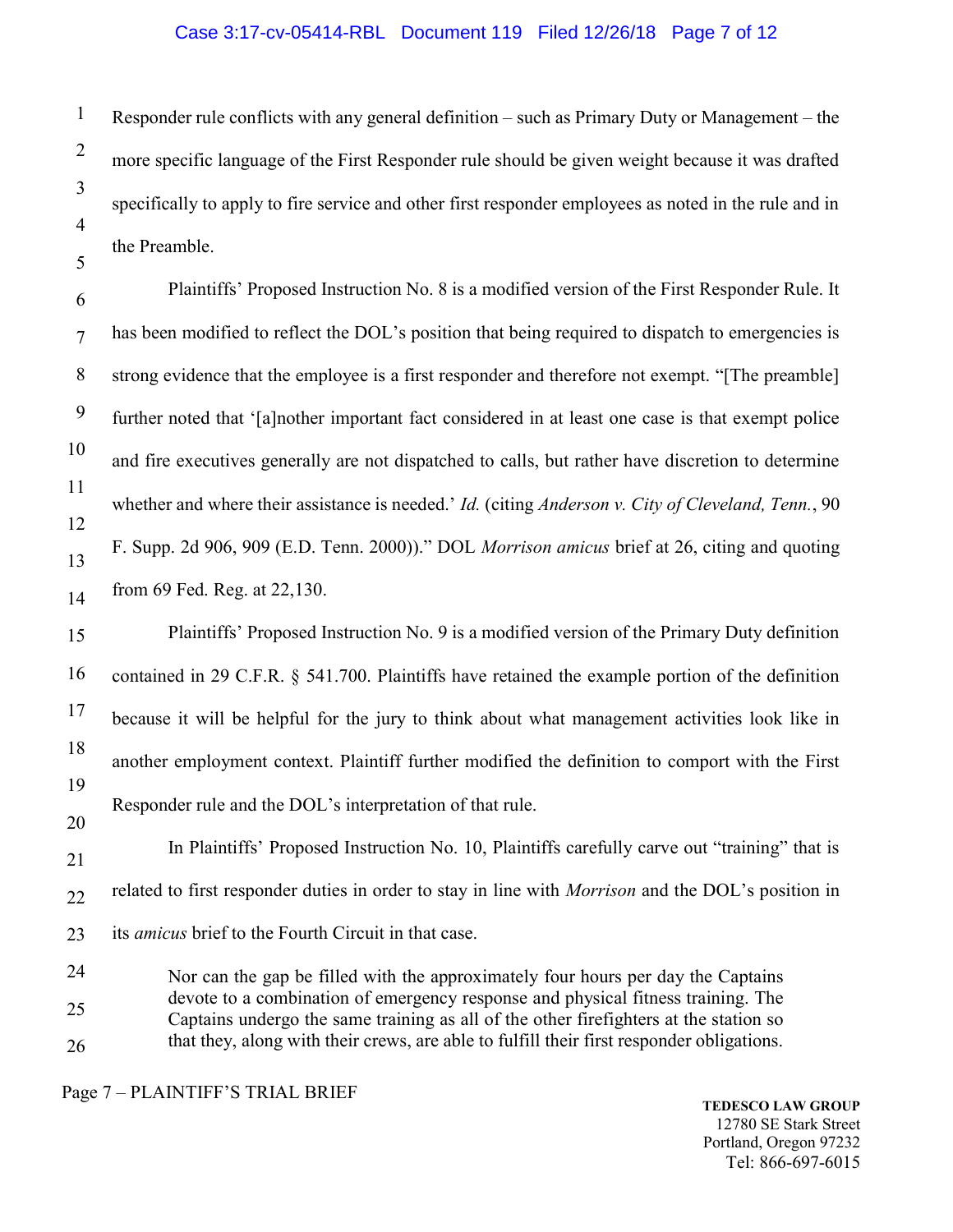Responder rule conflicts with any general definition – such as Primary Duty or Management – the more specific language of the First Responder rule should be given weight because it was drafted specifically to apply to fire service and other first responder employees as noted in the rule and in the Preamble.

Plaintiffs' Proposed Instruction No. 8 is a modified version of the First Responder Rule. It has been modified to reflect the DOL's position that being required to dispatch to emergencies is strong evidence that the employee is a first responder and therefore not exempt. "[The preamble] further noted that '[a]nother important fact considered in at least one case is that exempt police and fire executives generally are not dispatched to calls, but rather have discretion to determine whether and where their assistance is needed.' *Id.* (citing *Anderson v. City of Cleveland, Tenn.*, 90 F. Supp. 2d 906, 909 (E.D. Tenn. 2000))." DOL *Morrison amicus* brief at 26, citing and quoting from 69 Fed. Reg. at 22,130.

Plaintiffs' Proposed Instruction No. 9 is a modified version of the Primary Duty definition contained in 29 C.F.R. § 541.700. Plaintiffs have retained the example portion of the definition because it will be helpful for the jury to think about what management activities look like in another employment context. Plaintiff further modified the definition to comport with the First Responder rule and the DOL's interpretation of that rule.

In Plaintiffs' Proposed Instruction No. 10, Plaintiffs carefully carve out "training" that is related to first responder duties in order to stay in line with *Morrison* and the DOL's position in its *amicus* brief to the Fourth Circuit in that case.

> Nor can the gap be filled with the approximately four hours per day the Captains devote to a combination of emergency response and physical fitness training. The Captains undergo the same training as all of the other firefighters at the station so that they, along with their crews, are able to fulfill their first responder obligations.

Page 7 – PLAINTIFF'S TRIAL BRIEF

**TEDESCO LAW GROUP**
12780 SE Stark Street
Portland, Oregon 97232
Tel: 866-697-6015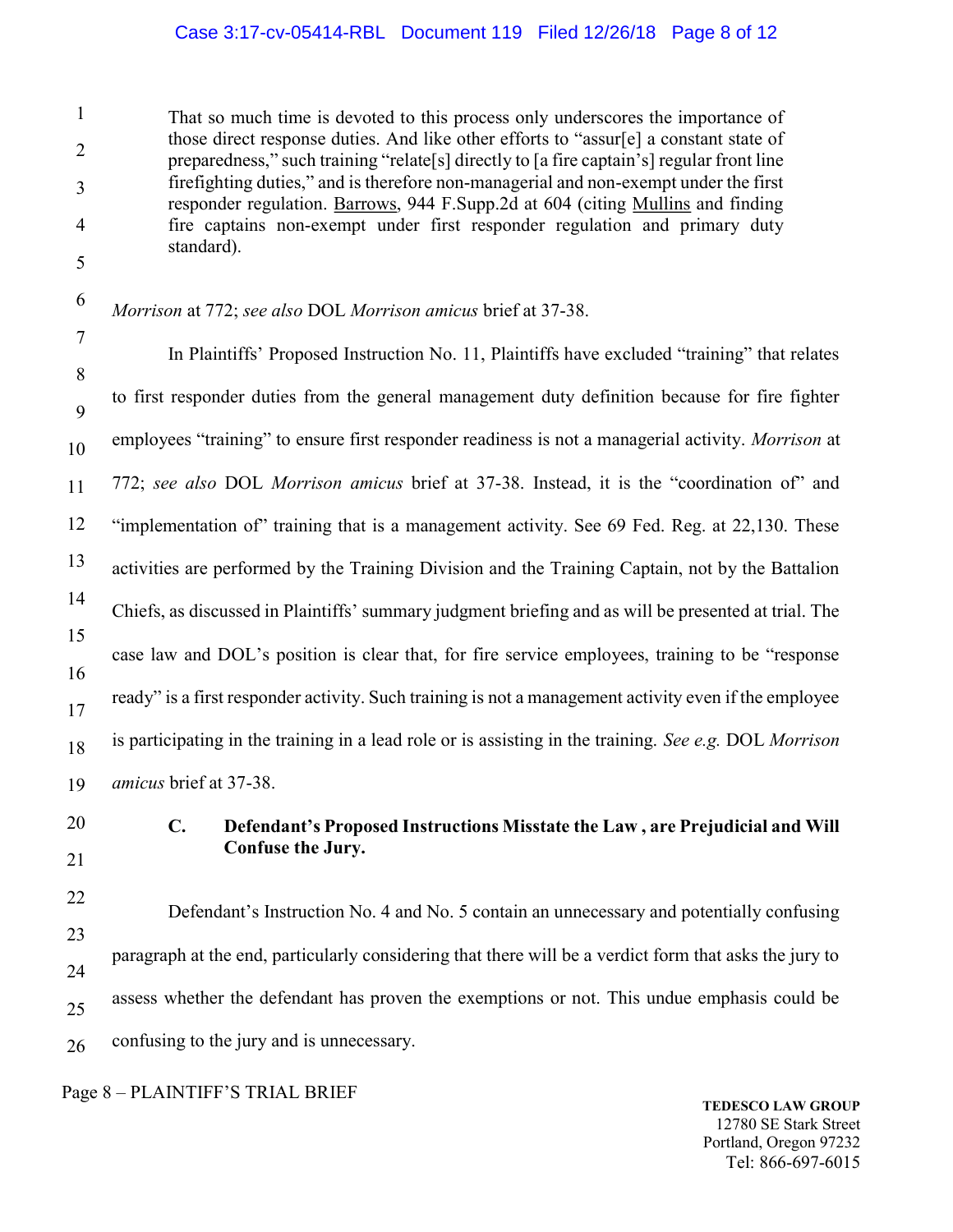> That so much time is devoted to this process only underscores the importance of those direct response duties. And like other efforts to "assur[e] a constant state of preparedness," such training "relate[s] directly to [a fire captain's] regular front line firefighting duties," and is therefore non-managerial and non-exempt under the first responder regulation. Barrows, 944 F.Supp.2d at 604 (citing Mullins and finding fire captains non-exempt under first responder regulation and primary duty standard).

*Morrison* at 772; *see also* DOL *Morrison amicus* brief at 37-38.

In Plaintiffs' Proposed Instruction No. 11, Plaintiffs have excluded "training" that relates to first responder duties from the general management duty definition because for fire fighter employees "training" to ensure first responder readiness is not a managerial activity. *Morrison* at 772; *see also* DOL *Morrison amicus* brief at 37-38. Instead, it is the "coordination of" and "implementation of" training that is a management activity. See 69 Fed. Reg. at 22,130. These activities are performed by the Training Division and the Training Captain, not by the Battalion Chiefs, as discussed in Plaintiffs' summary judgment briefing and as will be presented at trial. The case law and DOL's position is clear that, for fire service employees, training to be "response ready" is a first responder activity. Such training is not a management activity even if the employee is participating in the training in a lead role or is assisting in the training. *See e.g.* DOL *Morrison amicus* brief at 37-38.

### C. Defendant's Proposed Instructions Misstate the Law , are Prejudicial and Will Confuse the Jury.

Defendant's Instruction No. 4 and No. 5 contain an unnecessary and potentially confusing paragraph at the end, particularly considering that there will be a verdict form that asks the jury to assess whether the defendant has proven the exemptions or not. This undue emphasis could be confusing to the jury and is unnecessary.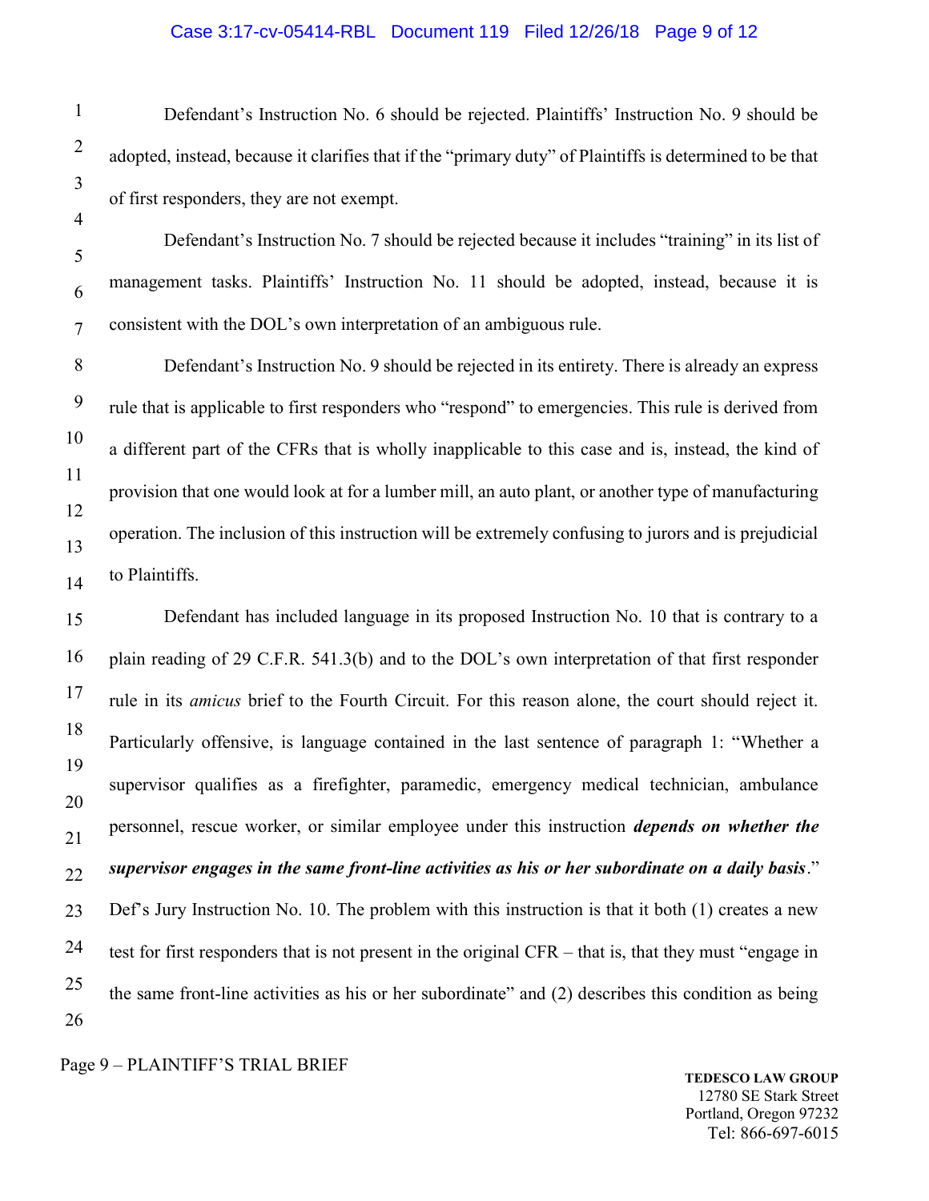Defendant's Instruction No. 6 should be rejected. Plaintiffs' Instruction No. 9 should be adopted, instead, because it clarifies that if the "primary duty" of Plaintiffs is determined to be that of first responders, they are not exempt.

Defendant's Instruction No. 7 should be rejected because it includes "training" in its list of management tasks. Plaintiffs' Instruction No. 11 should be adopted, instead, because it is consistent with the DOL's own interpretation of an ambiguous rule.

Defendant's Instruction No. 9 should be rejected in its entirety. There is already an express rule that is applicable to first responders who "respond" to emergencies. This rule is derived from a different part of the CFRs that is wholly inapplicable to this case and is, instead, the kind of provision that one would look at for a lumber mill, an auto plant, or another type of manufacturing operation. The inclusion of this instruction will be extremely confusing to jurors and is prejudicial to Plaintiffs.

Defendant has included language in its proposed Instruction No. 10 that is contrary to a plain reading of 29 C.F.R. 541.3(b) and to the DOL's own interpretation of that first responder rule in its *amicus* brief to the Fourth Circuit. For this reason alone, the court should reject it. Particularly offensive, is language contained in the last sentence of paragraph 1: "Whether a supervisor qualifies as a firefighter, paramedic, emergency medical technician, ambulance personnel, rescue worker, or similar employee under this instruction ***depends on whether the supervisor engages in the same front-line activities as his or her subordinate on a daily basis***." Def's Jury Instruction No. 10. The problem with this instruction is that it both (1) creates a new test for first responders that is not present in the original CFR – that is, that they must "engage in the same front-line activities as his or her subordinate" and (2) describes this condition as being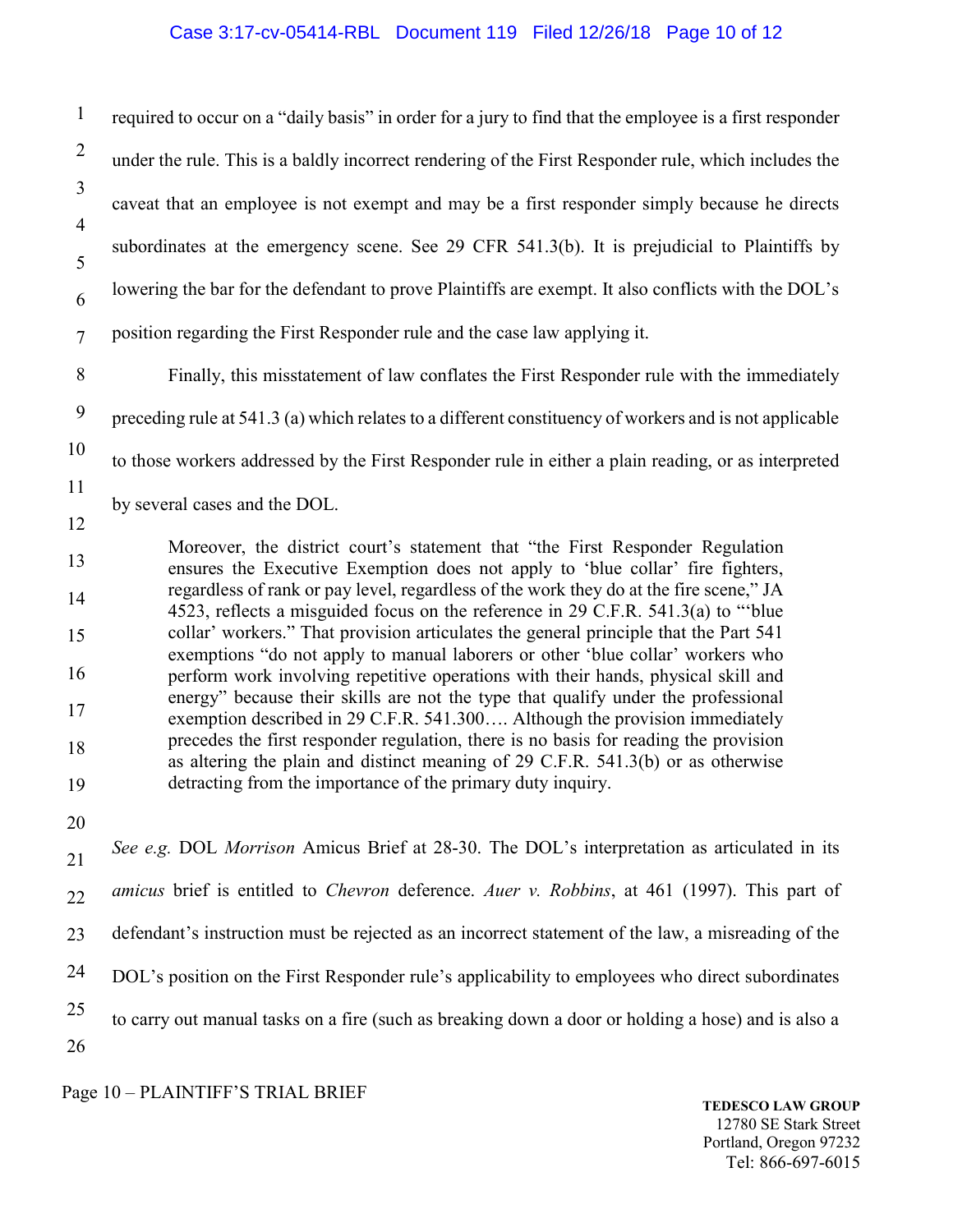required to occur on a "daily basis" in order for a jury to find that the employee is a first responder under the rule. This is a baldly incorrect rendering of the First Responder rule, which includes the caveat that an employee is not exempt and may be a first responder simply because he directs subordinates at the emergency scene. See 29 CFR 541.3(b). It is prejudicial to Plaintiffs by lowering the bar for the defendant to prove Plaintiffs are exempt. It also conflicts with the DOL's position regarding the First Responder rule and the case law applying it.

Finally, this misstatement of law conflates the First Responder rule with the immediately preceding rule at 541.3 (a) which relates to a different constituency of workers and is not applicable to those workers addressed by the First Responder rule in either a plain reading, or as interpreted by several cases and the DOL.

> Moreover, the district court's statement that "the First Responder Regulation ensures the Executive Exemption does not apply to 'blue collar' fire fighters, regardless of rank or pay level, regardless of the work they do at the fire scene," JA 4523, reflects a misguided focus on the reference in 29 C.F.R. 541.3(a) to "'blue collar' workers." That provision articulates the general principle that the Part 541 exemptions "do not apply to manual laborers or other 'blue collar' workers who perform work involving repetitive operations with their hands, physical skill and energy" because their skills are not the type that qualify under the professional exemption described in 29 C.F.R. 541.300…. Although the provision immediately precedes the first responder regulation, there is no basis for reading the provision as altering the plain and distinct meaning of 29 C.F.R. 541.3(b) or as otherwise detracting from the importance of the primary duty inquiry.

*See e.g.* DOL *Morrison* Amicus Brief at 28-30. The DOL's interpretation as articulated in its *amicus* brief is entitled to *Chevron* deference. *Auer v. Robbins*, at 461 (1997). This part of defendant's instruction must be rejected as an incorrect statement of the law, a misreading of the DOL's position on the First Responder rule's applicability to employees who direct subordinates to carry out manual tasks on a fire (such as breaking down a door or holding a hose) and is also a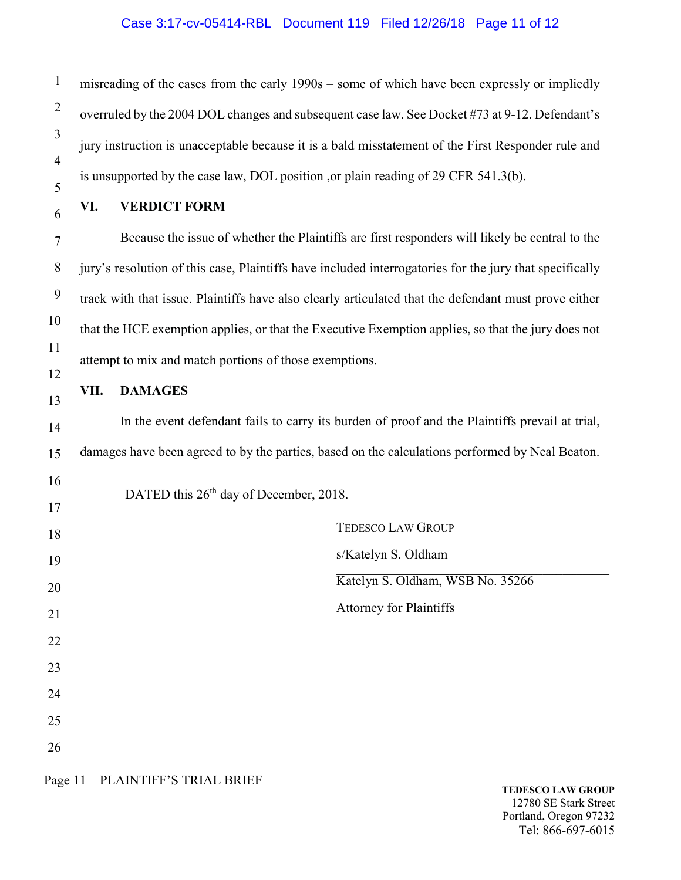misreading of the cases from the early 1990s – some of which have been expressly or impliedly overruled by the 2004 DOL changes and subsequent case law. See Docket #73 at 9-12. Defendant's jury instruction is unacceptable because it is a bald misstatement of the First Responder rule and is unsupported by the case law, DOL position ,or plain reading of 29 CFR 541.3(b).

## VI. VERDICT FORM

Because the issue of whether the Plaintiffs are first responders will likely be central to the jury's resolution of this case, Plaintiffs have included interrogatories for the jury that specifically track with that issue. Plaintiffs have also clearly articulated that the defendant must prove either that the HCE exemption applies, or that the Executive Exemption applies, so that the jury does not attempt to mix and match portions of those exemptions.

## VII. DAMAGES

In the event defendant fails to carry its burden of proof and the Plaintiffs prevail at trial, damages have been agreed to by the parties, based on the calculations performed by Neal Beaton.

DATED this 26th day of December, 2018.

TEDESCO LAW GROUP

s/Katelyn S. Oldham

Katelyn S. Oldham, WSB No. 35266

Attorney for Plaintiffs

Page 11 – PLAINTIFF'S TRIAL BRIEF

**TEDESCO LAW GROUP**
12780 SE Stark Street
Portland, Oregon 97232
Tel: 866-697-6015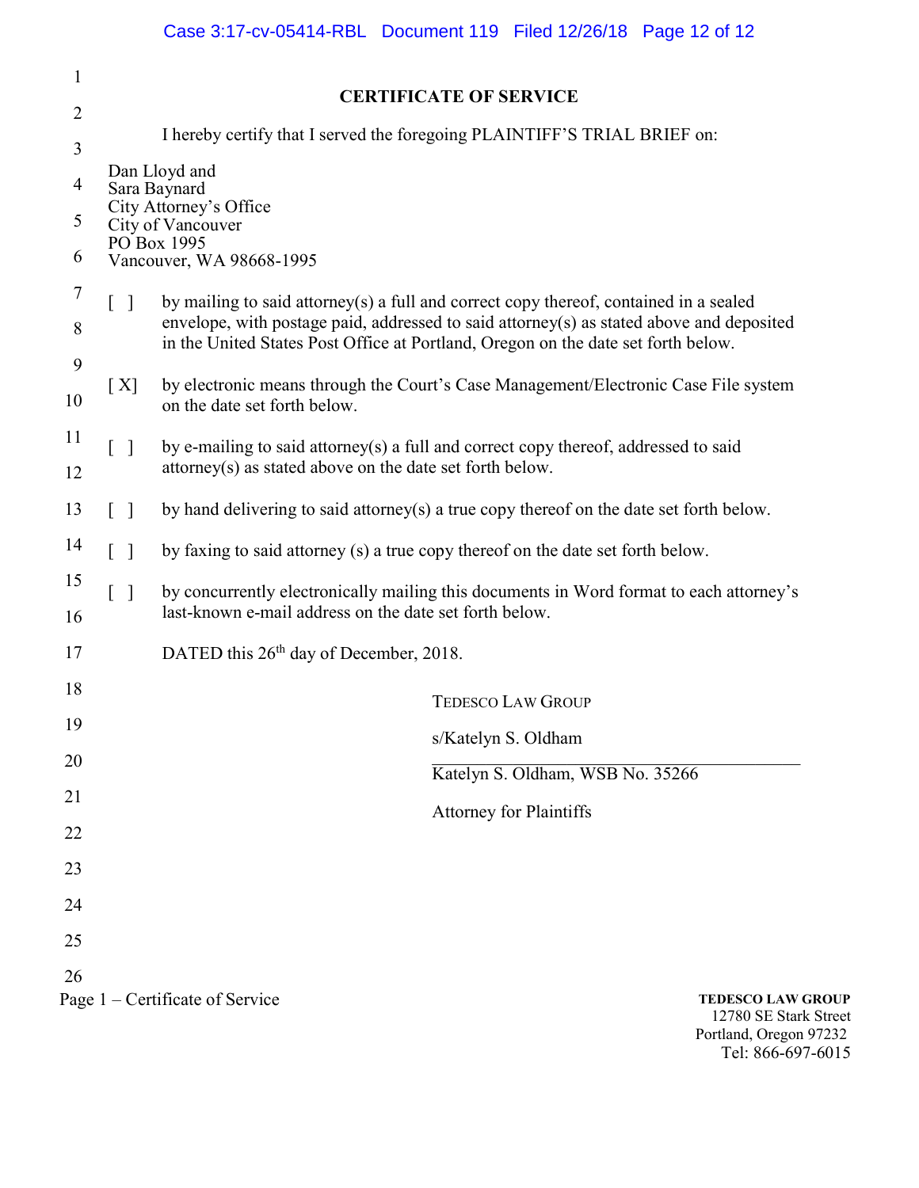## CERTIFICATE OF SERVICE

I hereby certify that I served the foregoing PLAINTIFF'S TRIAL BRIEF on:

Dan Lloyd and
Sara Baynard
City Attorney's Office
City of Vancouver
PO Box 1995
Vancouver, WA 98668-1995

[ ] by mailing to said attorney(s) a full and correct copy thereof, contained in a sealed envelope, with postage paid, addressed to said attorney(s) as stated above and deposited in the United States Post Office at Portland, Oregon on the date set forth below.

[X] by electronic means through the Court's Case Management/Electronic Case File system on the date set forth below.

[ ] by e-mailing to said attorney(s) a full and correct copy thereof, addressed to said attorney(s) as stated above on the date set forth below.

[ ] by hand delivering to said attorney(s) a true copy thereof on the date set forth below.

[ ] by faxing to said attorney (s) a true copy thereof on the date set forth below.

[ ] by concurrently electronically mailing this documents in Word format to each attorney's last-known e-mail address on the date set forth below.

DATED this 26th day of December, 2018.

TEDESCO LAW GROUP

s/Katelyn S. Oldham

Katelyn S. Oldham, WSB No. 35266

Attorney for Plaintiffs

Page 1 – Certificate of Service

**TEDESCO LAW GROUP**
12780 SE Stark Street
Portland, Oregon 97232
Tel: 866-697-6015